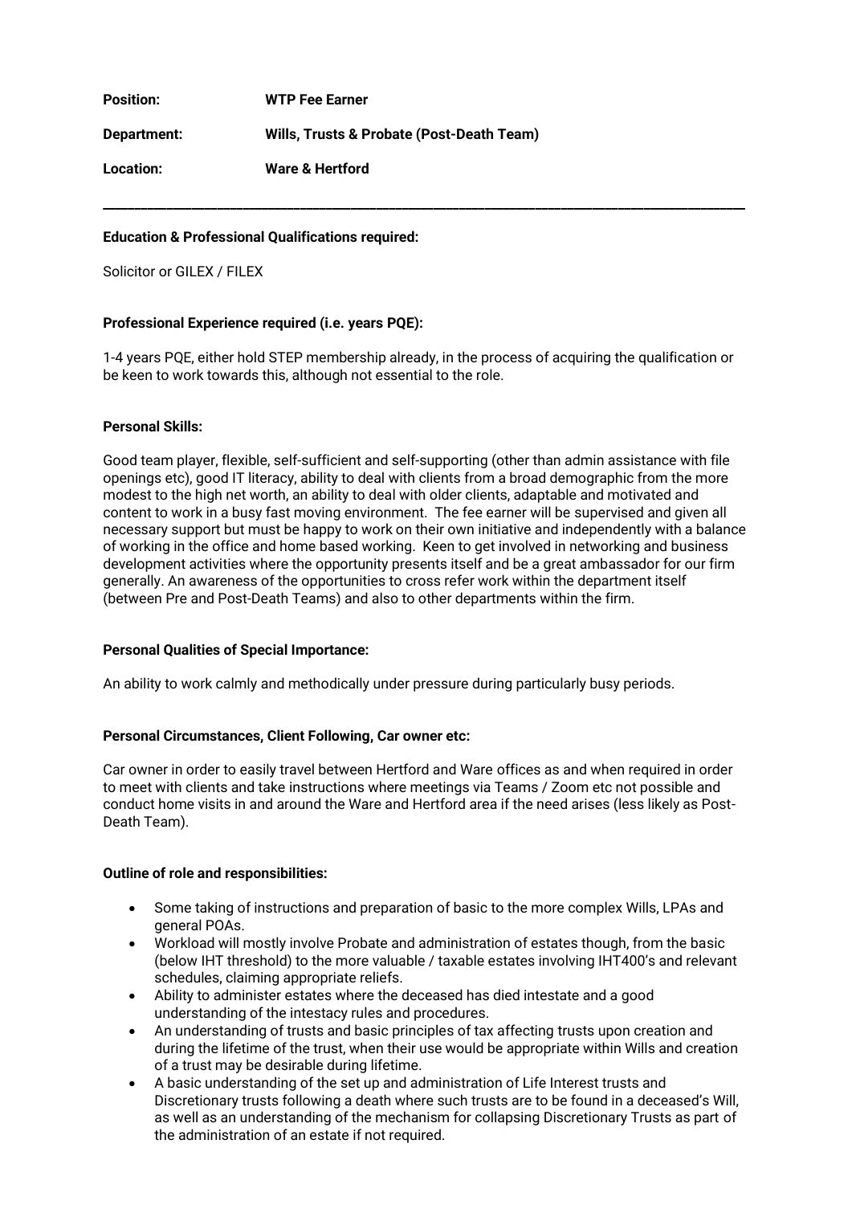**Position:** **WTP Fee Earner**

**Department:** **Wills, Trusts & Probate (Post-Death Team)**

**Location:** **Ware & Hertford**

---

**Education & Professional Qualifications required:**

Solicitor or GILEX / FILEX

**Professional Experience required (i.e. years PQE):**

1-4 years PQE, either hold STEP membership already, in the process of acquiring the qualification or be keen to work towards this, although not essential to the role.

**Personal Skills:**

Good team player, flexible, self-sufficient and self-supporting (other than admin assistance with file openings etc), good IT literacy, ability to deal with clients from a broad demographic from the more modest to the high net worth, an ability to deal with older clients, adaptable and motivated and content to work in a busy fast moving environment. The fee earner will be supervised and given all necessary support but must be happy to work on their own initiative and independently with a balance of working in the office and home based working. Keen to get involved in networking and business development activities where the opportunity presents itself and be a great ambassador for our firm generally. An awareness of the opportunities to cross refer work within the department itself (between Pre and Post-Death Teams) and also to other departments within the firm.

**Personal Qualities of Special Importance:**

An ability to work calmly and methodically under pressure during particularly busy periods.

**Personal Circumstances, Client Following, Car owner etc:**

Car owner in order to easily travel between Hertford and Ware offices as and when required in order to meet with clients and take instructions where meetings via Teams / Zoom etc not possible and conduct home visits in and around the Ware and Hertford area if the need arises (less likely as Post-Death Team).

**Outline of role and responsibilities:**

- Some taking of instructions and preparation of basic to the more complex Wills, LPAs and general POAs.
- Workload will mostly involve Probate and administration of estates though, from the basic (below IHT threshold) to the more valuable / taxable estates involving IHT400's and relevant schedules, claiming appropriate reliefs.
- Ability to administer estates where the deceased has died intestate and a good understanding of the intestacy rules and procedures.
- An understanding of trusts and basic principles of tax affecting trusts upon creation and during the lifetime of the trust, when their use would be appropriate within Wills and creation of a trust may be desirable during lifetime.
- A basic understanding of the set up and administration of Life Interest trusts and Discretionary trusts following a death where such trusts are to be found in a deceased's Will, as well as an understanding of the mechanism for collapsing Discretionary Trusts as part of the administration of an estate if not required.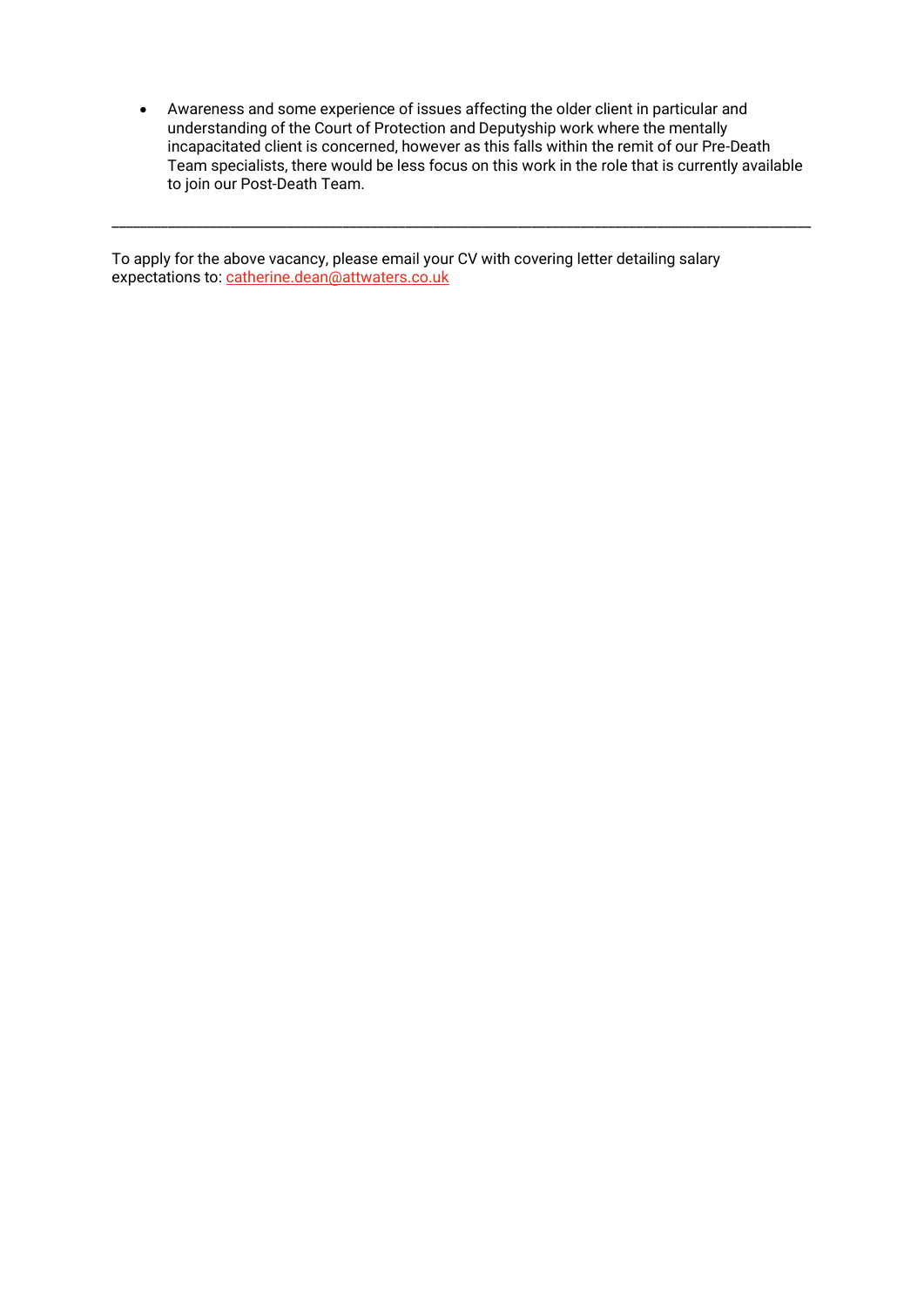- Awareness and some experience of issues affecting the older client in particular and understanding of the Court of Protection and Deputyship work where the mentally incapacitated client is concerned, however as this falls within the remit of our Pre-Death Team specialists, there would be less focus on this work in the role that is currently available to join our Post-Death Team.

---

To apply for the above vacancy, please email your CV with covering letter detailing salary expectations to: catherine.dean@attwaters.co.uk